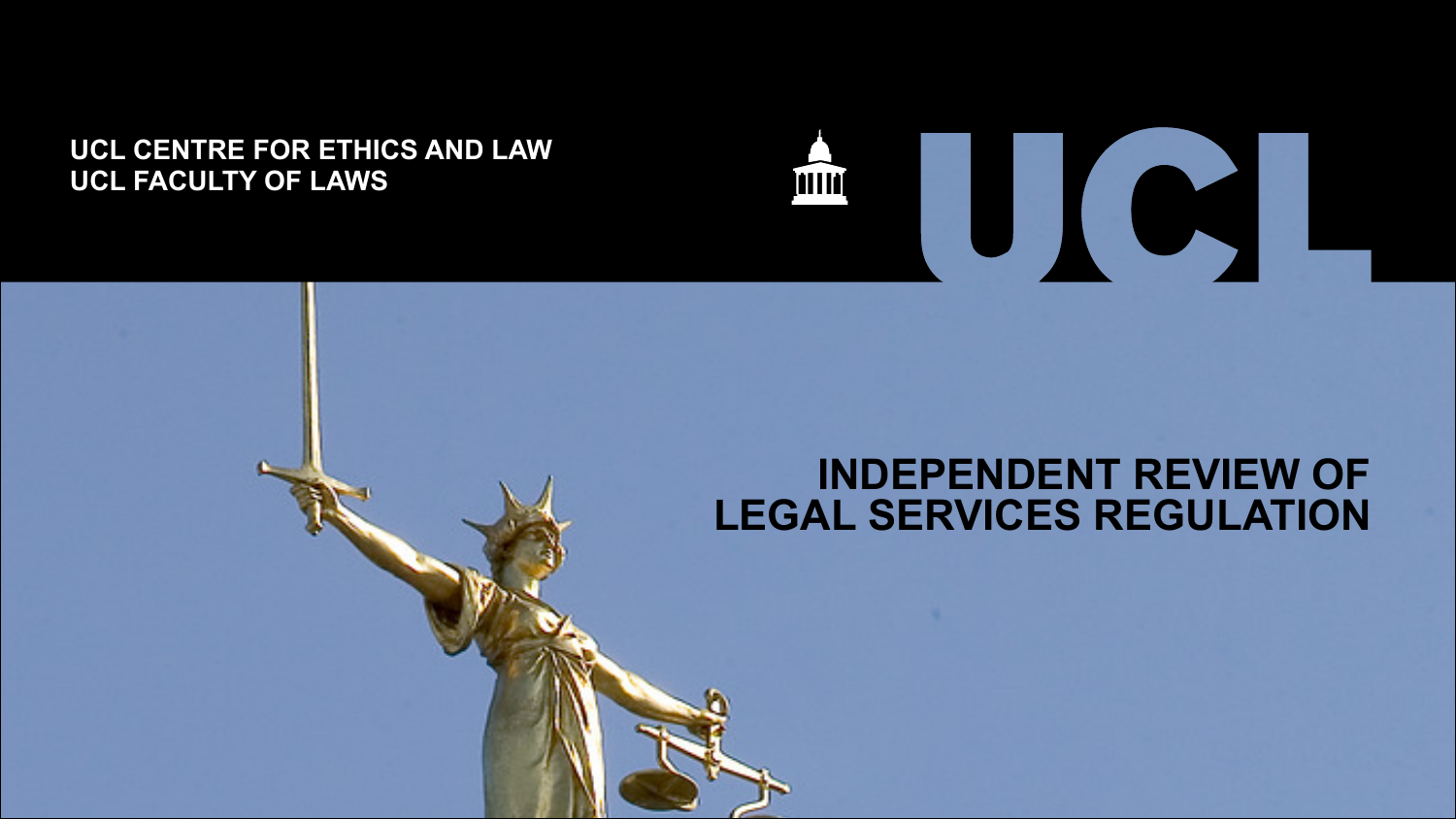UCL CENTRE FOR ETHICS AND LAW
UCL FACULTY OF LAWS

UCL

# INDEPENDENT REVIEW OF LEGAL SERVICES REGULATION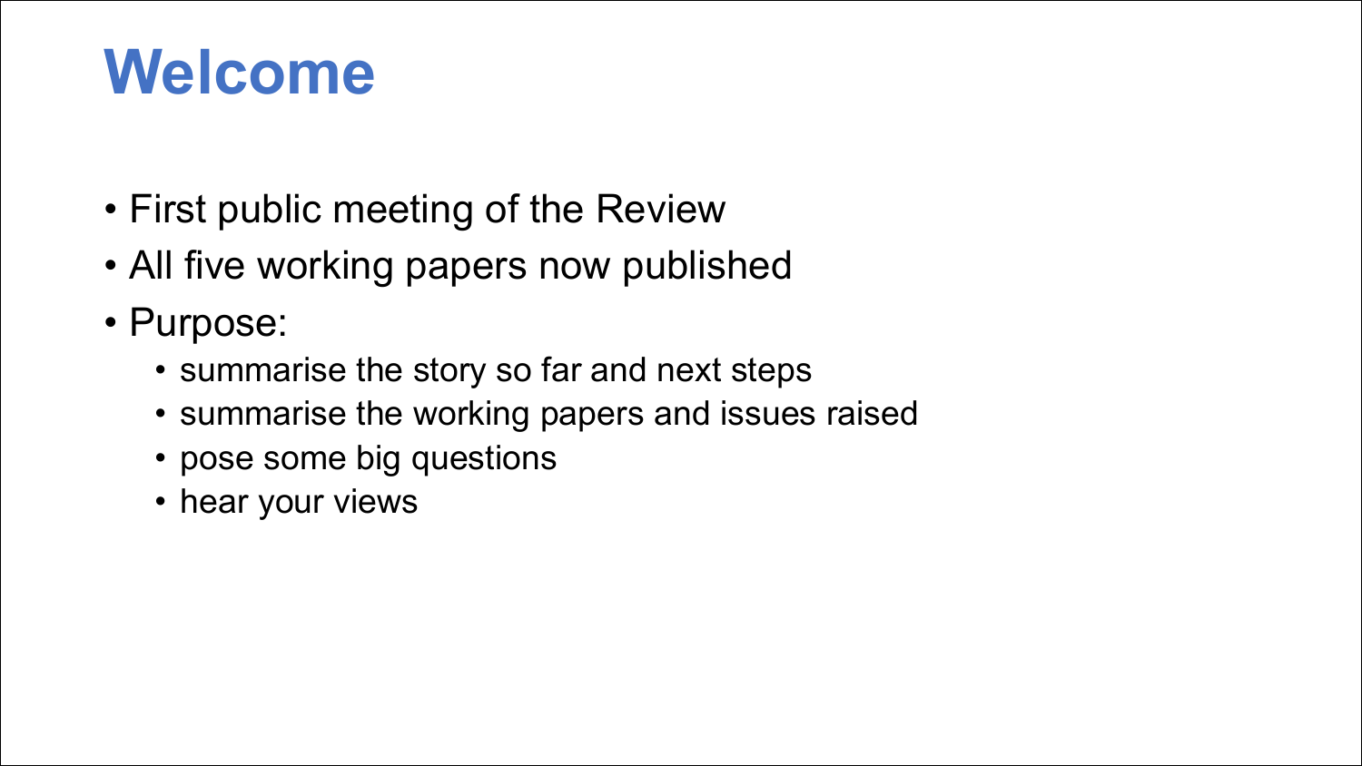# Welcome

- First public meeting of the Review
- All five working papers now published
- Purpose:
  - summarise the story so far and next steps
  - summarise the working papers and issues raised
  - pose some big questions
  - hear your views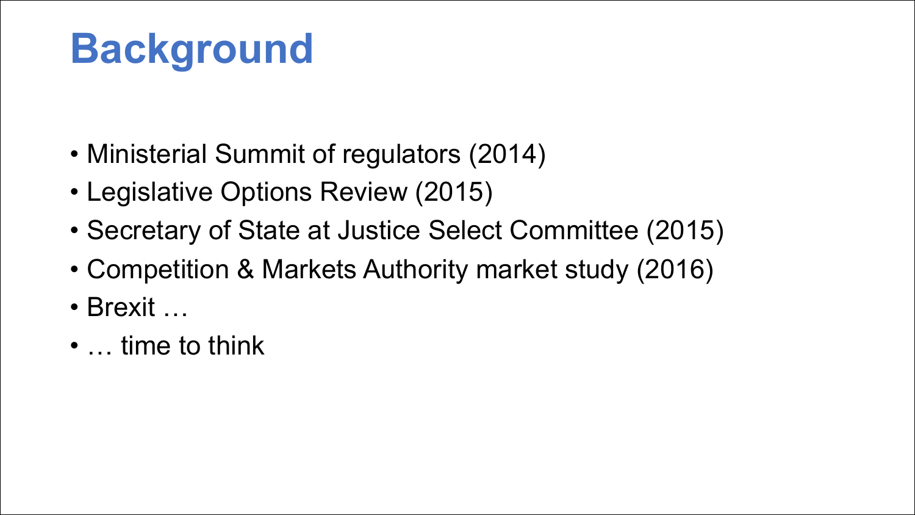# Background

- Ministerial Summit of regulators (2014)
- Legislative Options Review (2015)
- Secretary of State at Justice Select Committee (2015)
- Competition & Markets Authority market study (2016)
- Brexit …
- … time to think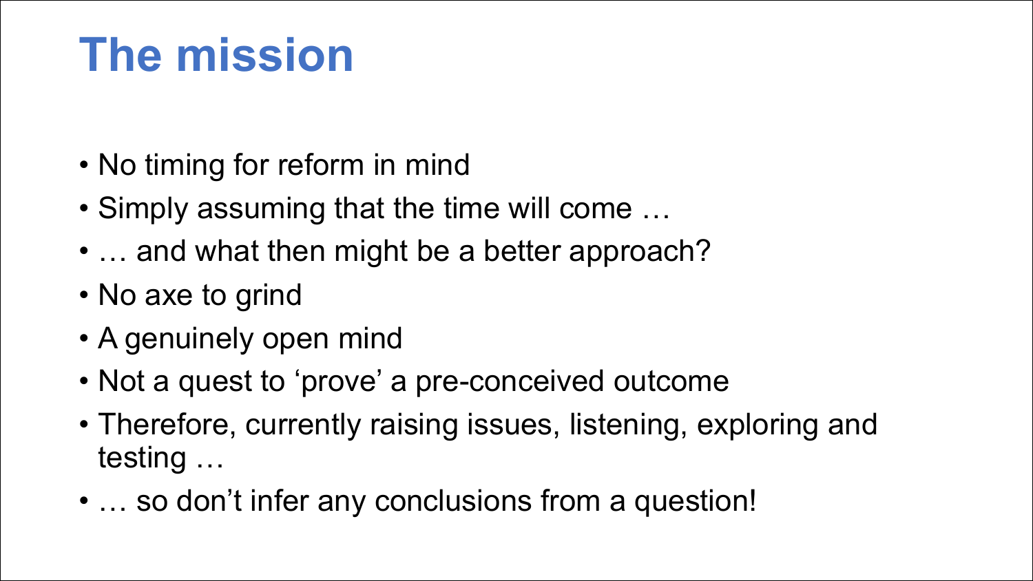# The mission

- No timing for reform in mind
- Simply assuming that the time will come …
- … and what then might be a better approach?
- No axe to grind
- A genuinely open mind
- Not a quest to ‘prove’ a pre-conceived outcome
- Therefore, currently raising issues, listening, exploring and testing …
- … so don’t infer any conclusions from a question!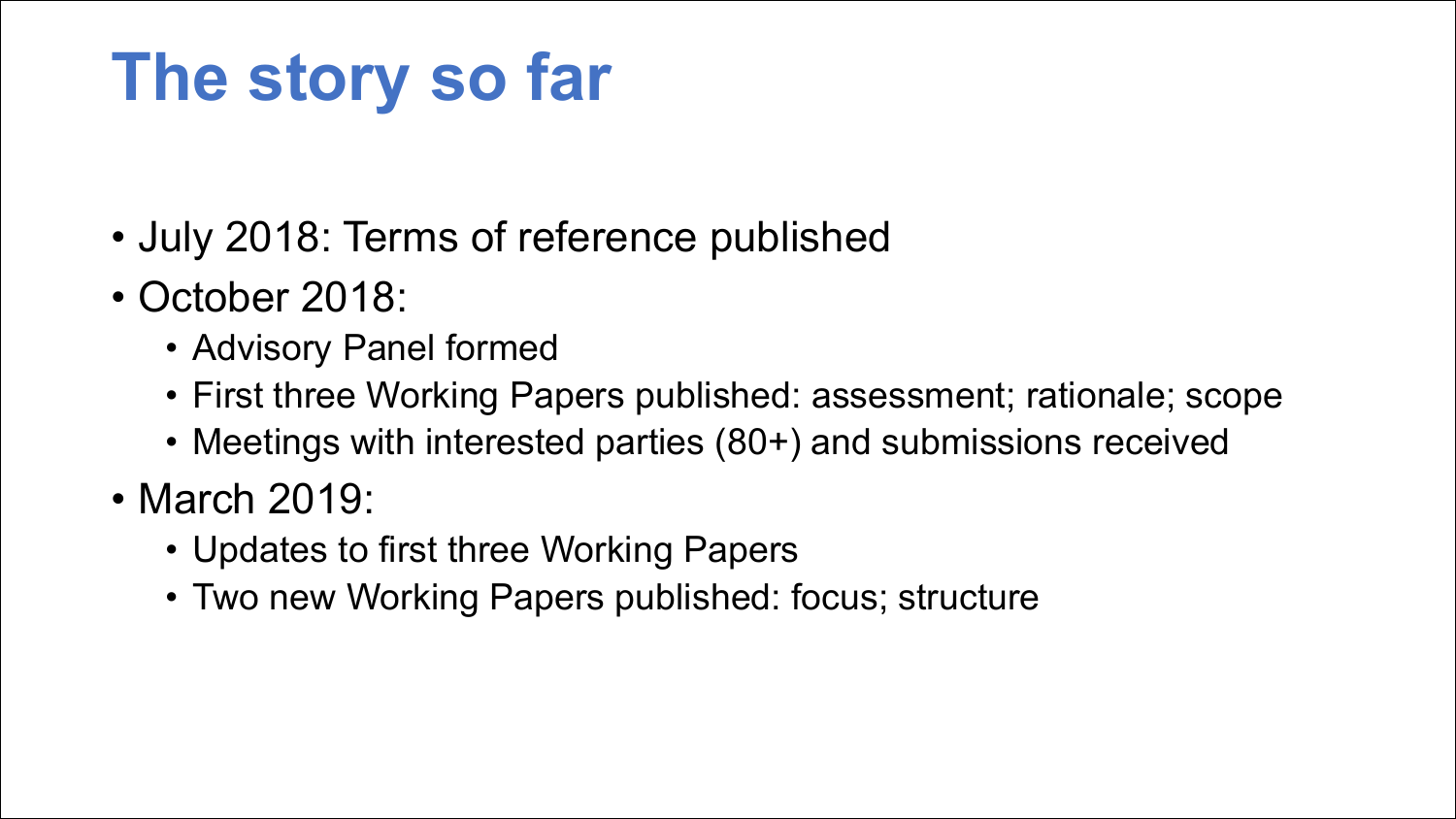# The story so far

- July 2018: Terms of reference published
- October 2018:
  - Advisory Panel formed
  - First three Working Papers published: assessment; rationale; scope
  - Meetings with interested parties (80+) and submissions received
- March 2019:
  - Updates to first three Working Papers
  - Two new Working Papers published: focus; structure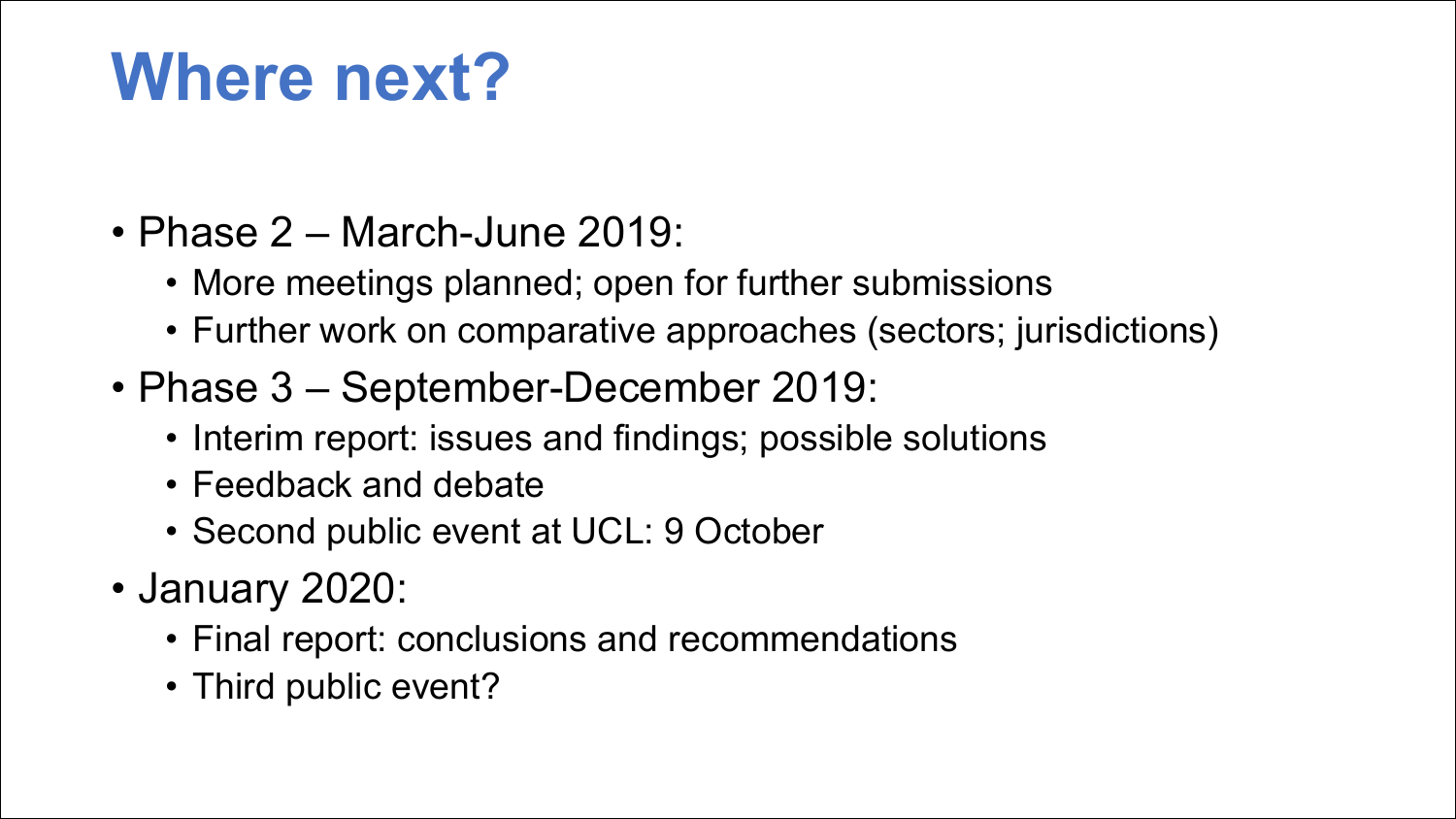# Where next?

- Phase 2 – March-June 2019:
  - More meetings planned; open for further submissions
  - Further work on comparative approaches (sectors; jurisdictions)
- Phase 3 – September-December 2019:
  - Interim report: issues and findings; possible solutions
  - Feedback and debate
  - Second public event at UCL: 9 October
- January 2020:
  - Final report: conclusions and recommendations
  - Third public event?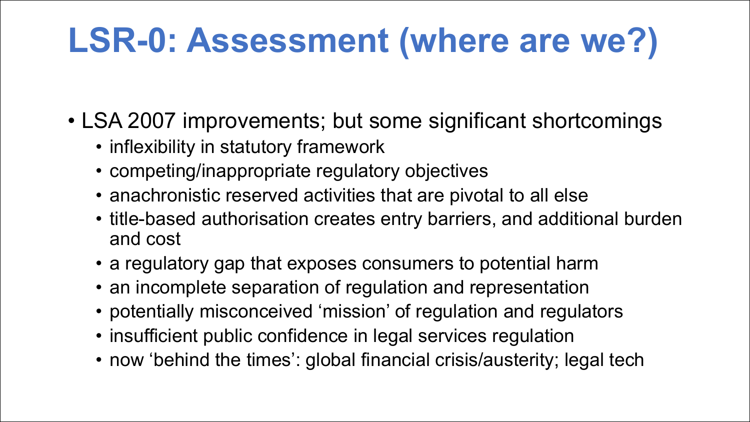# LSR-0: Assessment (where are we?)

- LSA 2007 improvements; but some significant shortcomings
  - inflexibility in statutory framework
  - competing/inappropriate regulatory objectives
  - anachronistic reserved activities that are pivotal to all else
  - title-based authorisation creates entry barriers, and additional burden and cost
  - a regulatory gap that exposes consumers to potential harm
  - an incomplete separation of regulation and representation
  - potentially misconceived 'mission' of regulation and regulators
  - insufficient public confidence in legal services regulation
  - now 'behind the times': global financial crisis/austerity; legal tech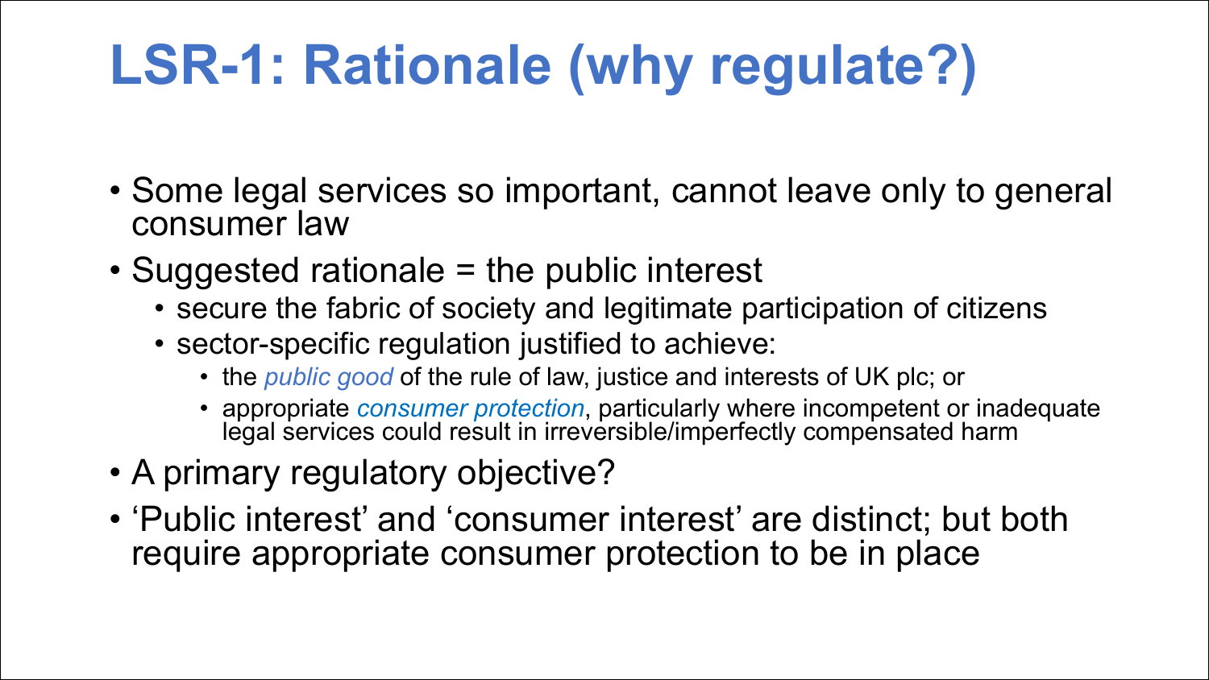# LSR-1: Rationale (why regulate?)

- Some legal services so important, cannot leave only to general consumer law
- Suggested rationale = the public interest
  - secure the fabric of society and legitimate participation of citizens
  - sector-specific regulation justified to achieve:
    - the *public good* of the rule of law, justice and interests of UK plc; or
    - appropriate *consumer protection*, particularly where incompetent or inadequate legal services could result in irreversible/imperfectly compensated harm
- A primary regulatory objective?
- 'Public interest' and 'consumer interest' are distinct; but both require appropriate consumer protection to be in place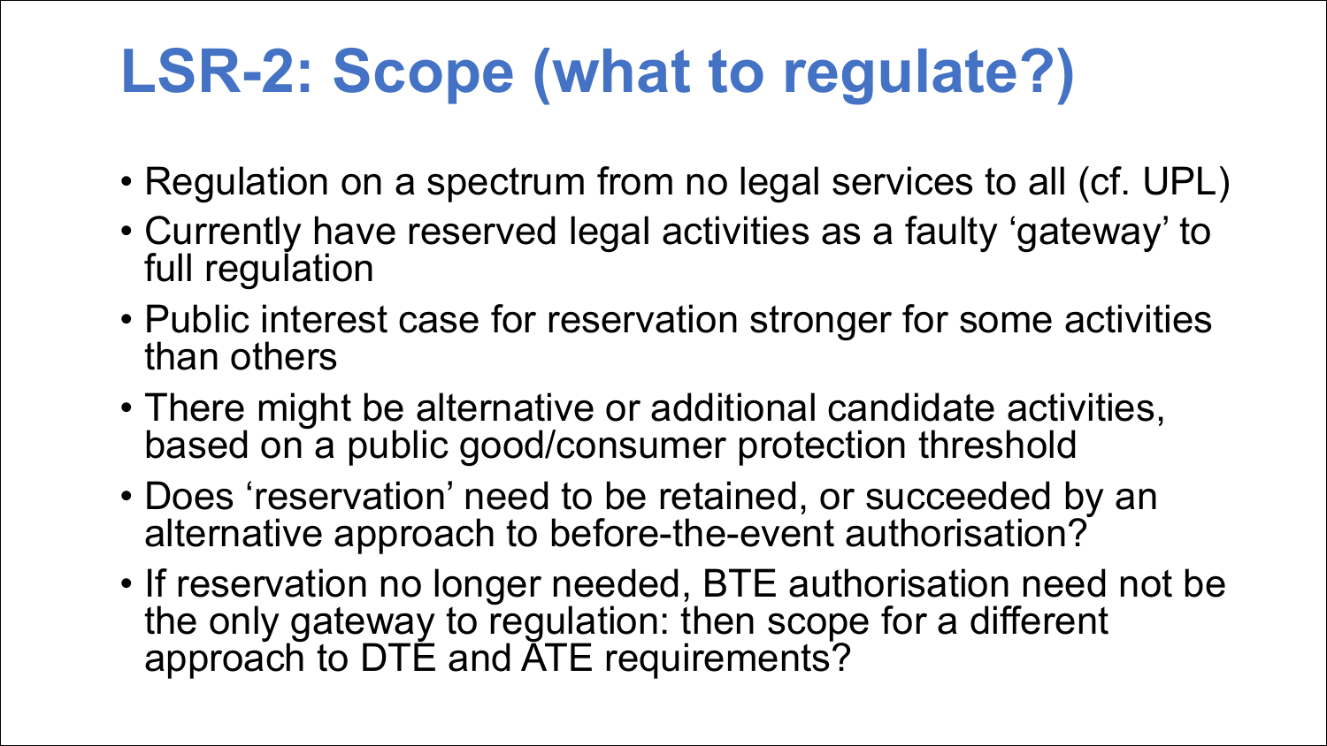# LSR-2: Scope (what to regulate?)

- Regulation on a spectrum from no legal services to all (cf. UPL)
- Currently have reserved legal activities as a faulty ‘gateway’ to full regulation
- Public interest case for reservation stronger for some activities than others
- There might be alternative or additional candidate activities, based on a public good/consumer protection threshold
- Does ‘reservation’ need to be retained, or succeeded by an alternative approach to before-the-event authorisation?
- If reservation no longer needed, BTE authorisation need not be the only gateway to regulation: then scope for a different approach to DTE and ATE requirements?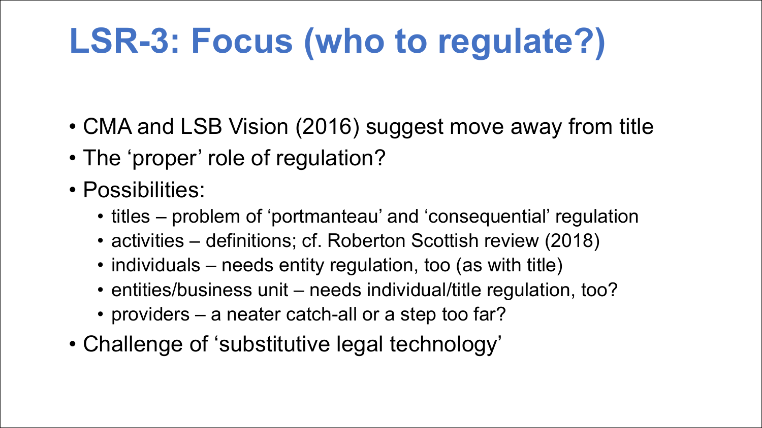# LSR-3: Focus (who to regulate?)

- CMA and LSB Vision (2016) suggest move away from title
- The 'proper' role of regulation?
- Possibilities:
  - titles – problem of 'portmanteau' and 'consequential' regulation
  - activities – definitions; cf. Roberton Scottish review (2018)
  - individuals – needs entity regulation, too (as with title)
  - entities/business unit – needs individual/title regulation, too?
  - providers – a neater catch-all or a step too far?
- Challenge of 'substitutive legal technology'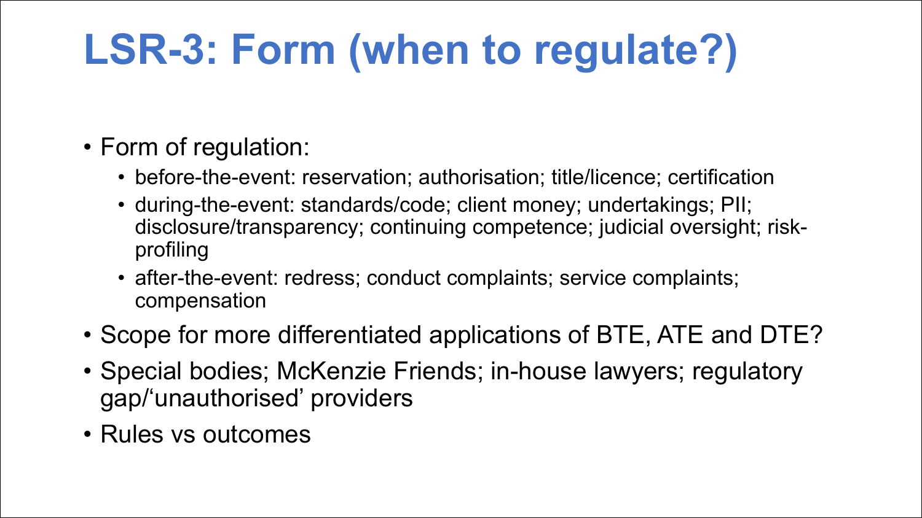# LSR-3: Form (when to regulate?)

- Form of regulation:
  - before-the-event: reservation; authorisation; title/licence; certification
  - during-the-event: standards/code; client money; undertakings; PII; disclosure/transparency; continuing competence; judicial oversight; risk-profiling
  - after-the-event: redress; conduct complaints; service complaints; compensation
- Scope for more differentiated applications of BTE, ATE and DTE?
- Special bodies; McKenzie Friends; in-house lawyers; regulatory gap/'unauthorised' providers
- Rules vs outcomes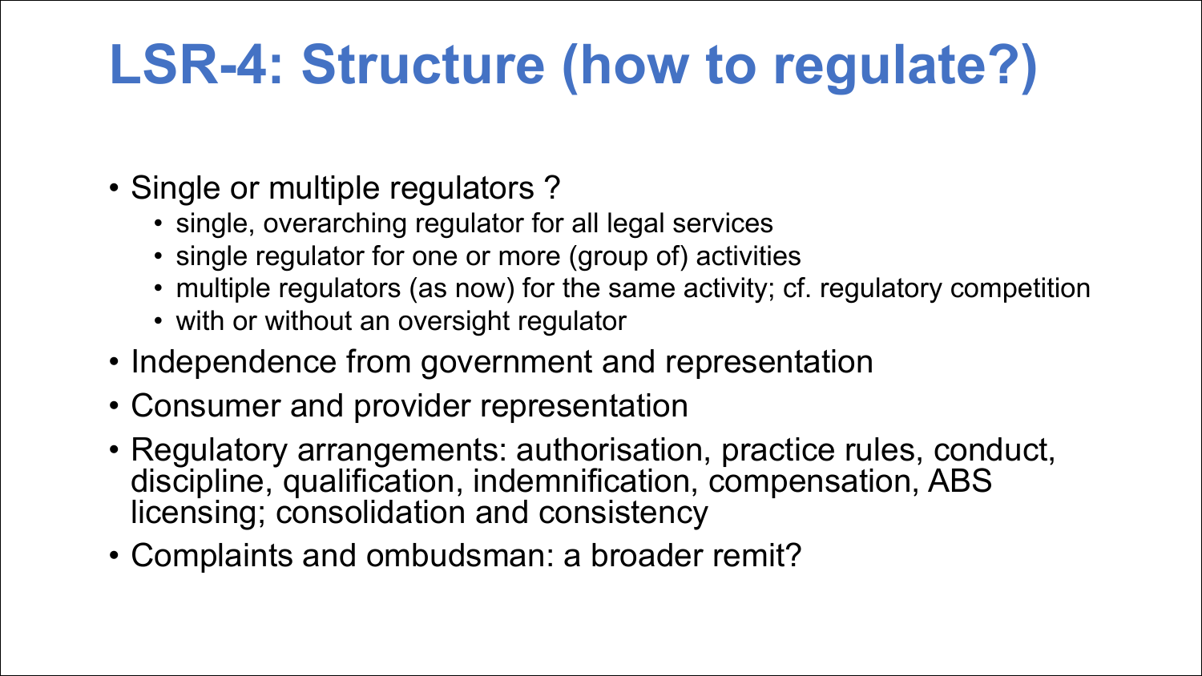# LSR-4: Structure (how to regulate?)

- Single or multiple regulators ?
  - single, overarching regulator for all legal services
  - single regulator for one or more (group of) activities
  - multiple regulators (as now) for the same activity; cf. regulatory competition
  - with or without an oversight regulator
- Independence from government and representation
- Consumer and provider representation
- Regulatory arrangements: authorisation, practice rules, conduct, discipline, qualification, indemnification, compensation, ABS licensing; consolidation and consistency
- Complaints and ombudsman: a broader remit?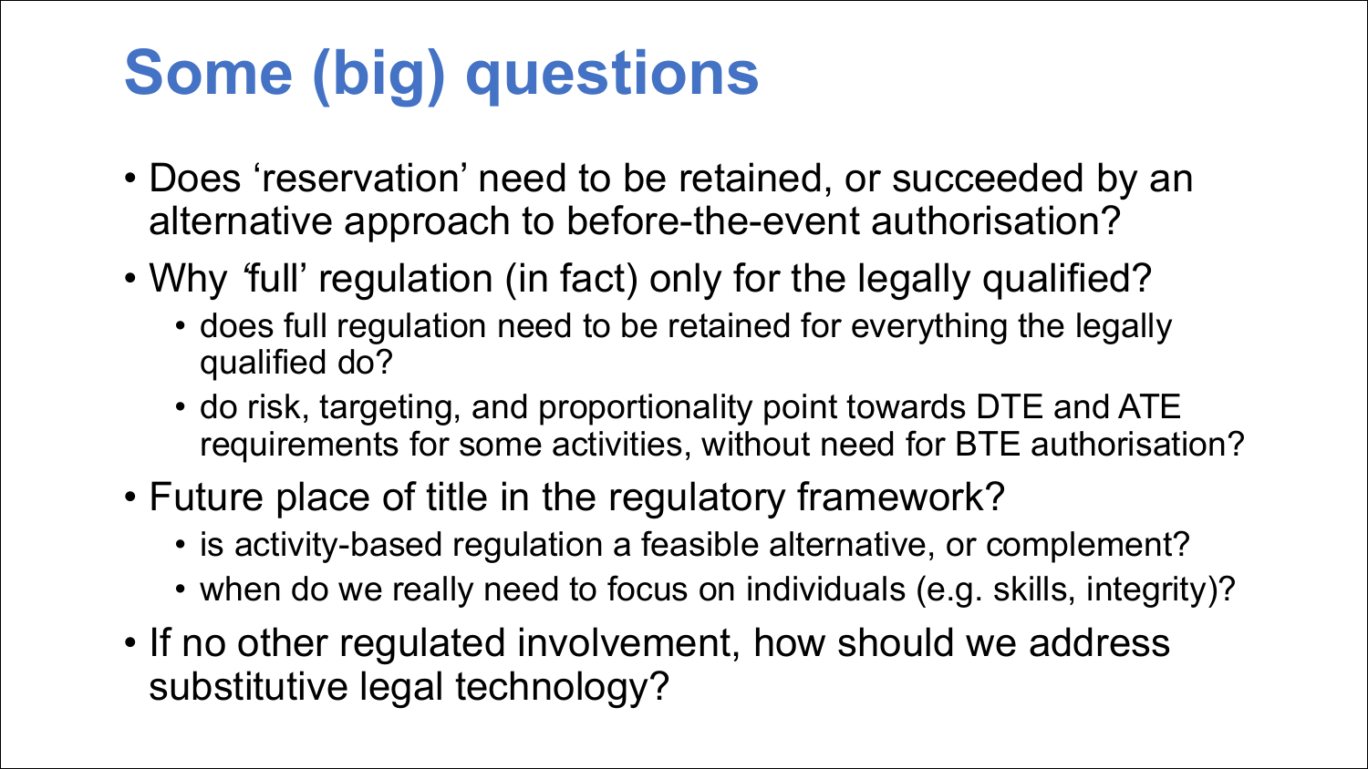# Some (big) questions

- Does ‘reservation’ need to be retained, or succeeded by an alternative approach to before-the-event authorisation?
- Why ‘full’ regulation (in fact) only for the legally qualified?
  - does full regulation need to be retained for everything the legally qualified do?
  - do risk, targeting, and proportionality point towards DTE and ATE requirements for some activities, without need for BTE authorisation?
- Future place of title in the regulatory framework?
  - is activity-based regulation a feasible alternative, or complement?
  - when do we really need to focus on individuals (e.g. skills, integrity)?
- If no other regulated involvement, how should we address substitutive legal technology?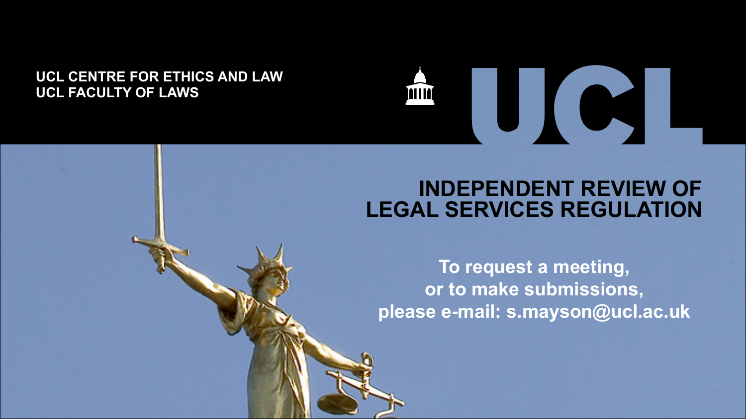UCL CENTRE FOR ETHICS AND LAW
UCL FACULTY OF LAWS

UCL

# INDEPENDENT REVIEW OF LEGAL SERVICES REGULATION

**To request a meeting, or to make submissions, please e-mail: s.mayson@ucl.ac.uk**